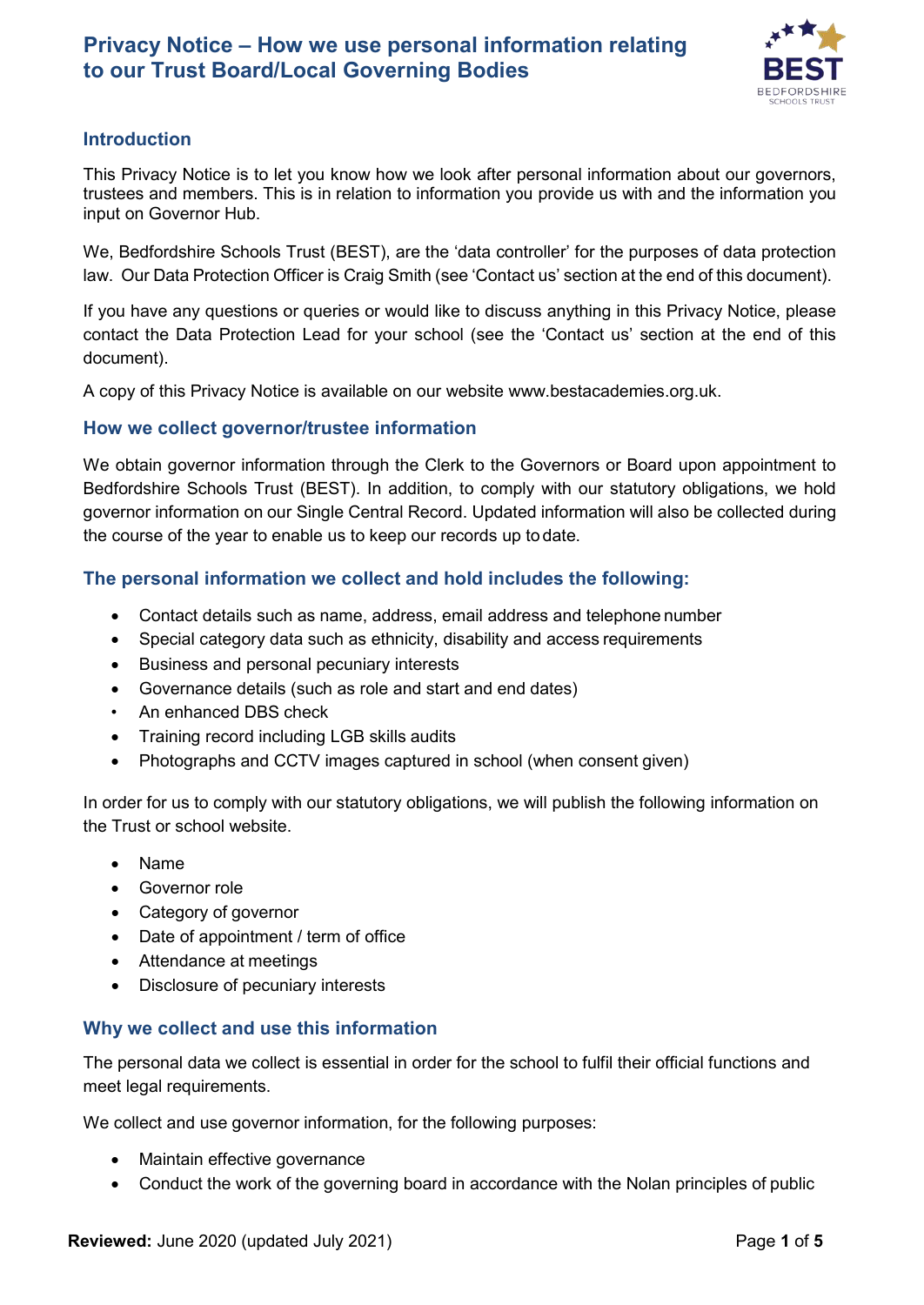# Privacy Notice – How we use personal information relating to our Trust Board/Local Governing Bodies

## Introduction

This Privacy Notice is to let you know how we look after personal information about our governors, trustees and members. This is in relation to information you provide us with and the information you input on Governor Hub.

We, Bedfordshire Schools Trust (BEST), are the 'data controller' for the purposes of data protection law. Our Data Protection Officer is Craig Smith (see 'Contact us' section at the end of this document).

If you have any questions or queries or would like to discuss anything in this Privacy Notice, please contact the Data Protection Lead for your school (see the 'Contact us' section at the end of this document).

A copy of this Privacy Notice is available on our website www.bestacademies.org.uk.

## How we collect governor/trustee information

We obtain governor information through the Clerk to the Governors or Board upon appointment to Bedfordshire Schools Trust (BEST). In addition, to comply with our statutory obligations, we hold governor information on our Single Central Record. Updated information will also be collected during the course of the year to enable us to keep our records up to date.

## The personal information we collect and hold includes the following:

- Contact details such as name, address, email address and telephone number
- Special category data such as ethnicity, disability and access requirements
- Business and personal pecuniary interests
- Governance details (such as role and start and end dates)
- An enhanced DBS check
- Training record including LGB skills audits
- Photographs and CCTV images captured in school (when consent given)

In order for us to comply with our statutory obligations, we will publish the following information on the Trust or school website.

- Name
- Governor role
- Category of governor
- Date of appointment / term of office
- Attendance at meetings
- Disclosure of pecuniary interests

## Why we collect and use this information

The personal data we collect is essential in order for the school to fulfil their official functions and meet legal requirements.

We collect and use governor information, for the following purposes:

- Maintain effective governance
- Conduct the work of the governing board in accordance with the Nolan principles of public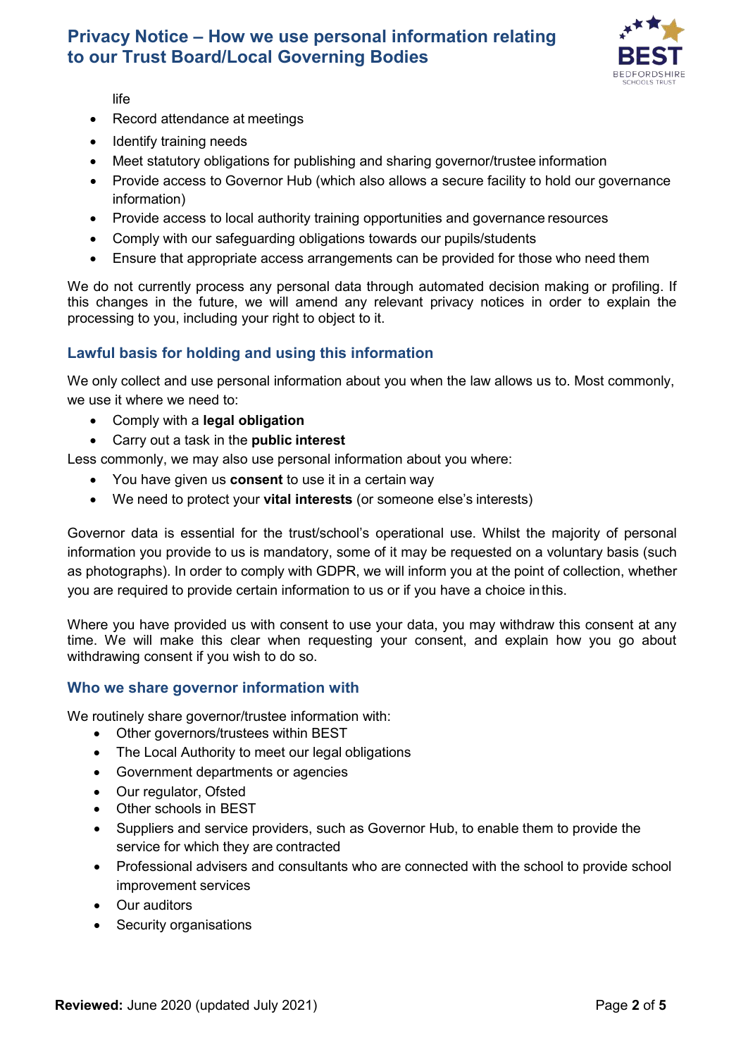life

- Record attendance at meetings
- Identify training needs
- Meet statutory obligations for publishing and sharing governor/trustee information
- Provide access to Governor Hub (which also allows a secure facility to hold our governance information)
- Provide access to local authority training opportunities and governance resources
- Comply with our safeguarding obligations towards our pupils/students
- Ensure that appropriate access arrangements can be provided for those who need them

We do not currently process any personal data through automated decision making or profiling. If this changes in the future, we will amend any relevant privacy notices in order to explain the processing to you, including your right to object to it.

### Lawful basis for holding and using this information

We only collect and use personal information about you when the law allows us to. Most commonly, we use it where we need to:

- Comply with a **legal obligation**
- Carry out a task in the **public interest**

Less commonly, we may also use personal information about you where:

- You have given us **consent** to use it in a certain way
- We need to protect your **vital interests** (or someone else's interests)

Governor data is essential for the trust/school's operational use. Whilst the majority of personal information you provide to us is mandatory, some of it may be requested on a voluntary basis (such as photographs). In order to comply with GDPR, we will inform you at the point of collection, whether you are required to provide certain information to us or if you have a choice in this.

Where you have provided us with consent to use your data, you may withdraw this consent at any time. We will make this clear when requesting your consent, and explain how you go about withdrawing consent if you wish to do so.

### Who we share governor information with

We routinely share governor/trustee information with:

- Other governors/trustees within BEST
- The Local Authority to meet our legal obligations
- Government departments or agencies
- Our regulator, Ofsted
- Other schools in BEST
- Suppliers and service providers, such as Governor Hub, to enable them to provide the service for which they are contracted
- Professional advisers and consultants who are connected with the school to provide school improvement services
- Our auditors
- Security organisations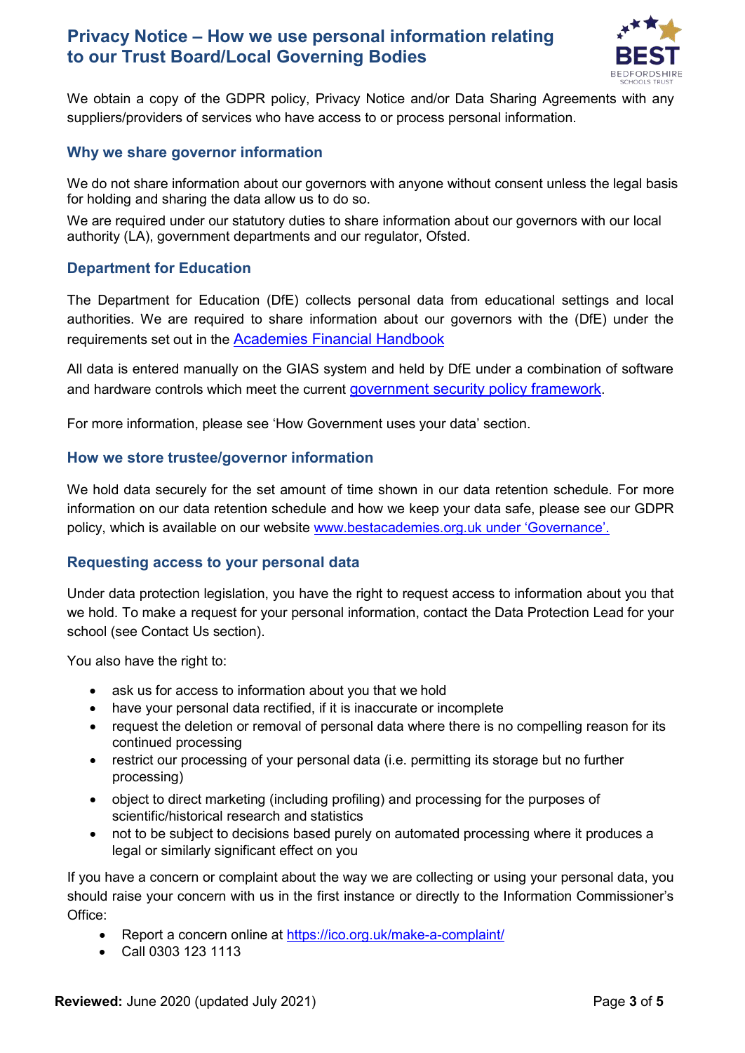We obtain a copy of the GDPR policy, Privacy Notice and/or Data Sharing Agreements with any suppliers/providers of services who have access to or process personal information.

### Why we share governor information

We do not share information about our governors with anyone without consent unless the legal basis for holding and sharing the data allow us to do so.

We are required under our statutory duties to share information about our governors with our local authority (LA), government departments and our regulator, Ofsted.

### Department for Education

The Department for Education (DfE) collects personal data from educational settings and local authorities. We are required to share information about our governors with the (DfE) under the requirements set out in the Academies Financial Handbook

All data is entered manually on the GIAS system and held by DfE under a combination of software and hardware controls which meet the current government security policy framework.

For more information, please see 'How Government uses your data' section.

### How we store trustee/governor information

We hold data securely for the set amount of time shown in our data retention schedule. For more information on our data retention schedule and how we keep your data safe, please see our GDPR policy, which is available on our website www.bestacademies.org.uk under 'Governance'.

### Requesting access to your personal data

Under data protection legislation, you have the right to request access to information about you that we hold. To make a request for your personal information, contact the Data Protection Lead for your school (see Contact Us section).

You also have the right to:

- ask us for access to information about you that we hold
- have your personal data rectified, if it is inaccurate or incomplete
- request the deletion or removal of personal data where there is no compelling reason for its continued processing
- restrict our processing of your personal data (i.e. permitting its storage but no further processing)
- object to direct marketing (including profiling) and processing for the purposes of scientific/historical research and statistics
- not to be subject to decisions based purely on automated processing where it produces a legal or similarly significant effect on you

If you have a concern or complaint about the way we are collecting or using your personal data, you should raise your concern with us in the first instance or directly to the Information Commissioner's Office:

- Report a concern online at https://ico.org.uk/make-a-complaint/
- Call 0303 123 1113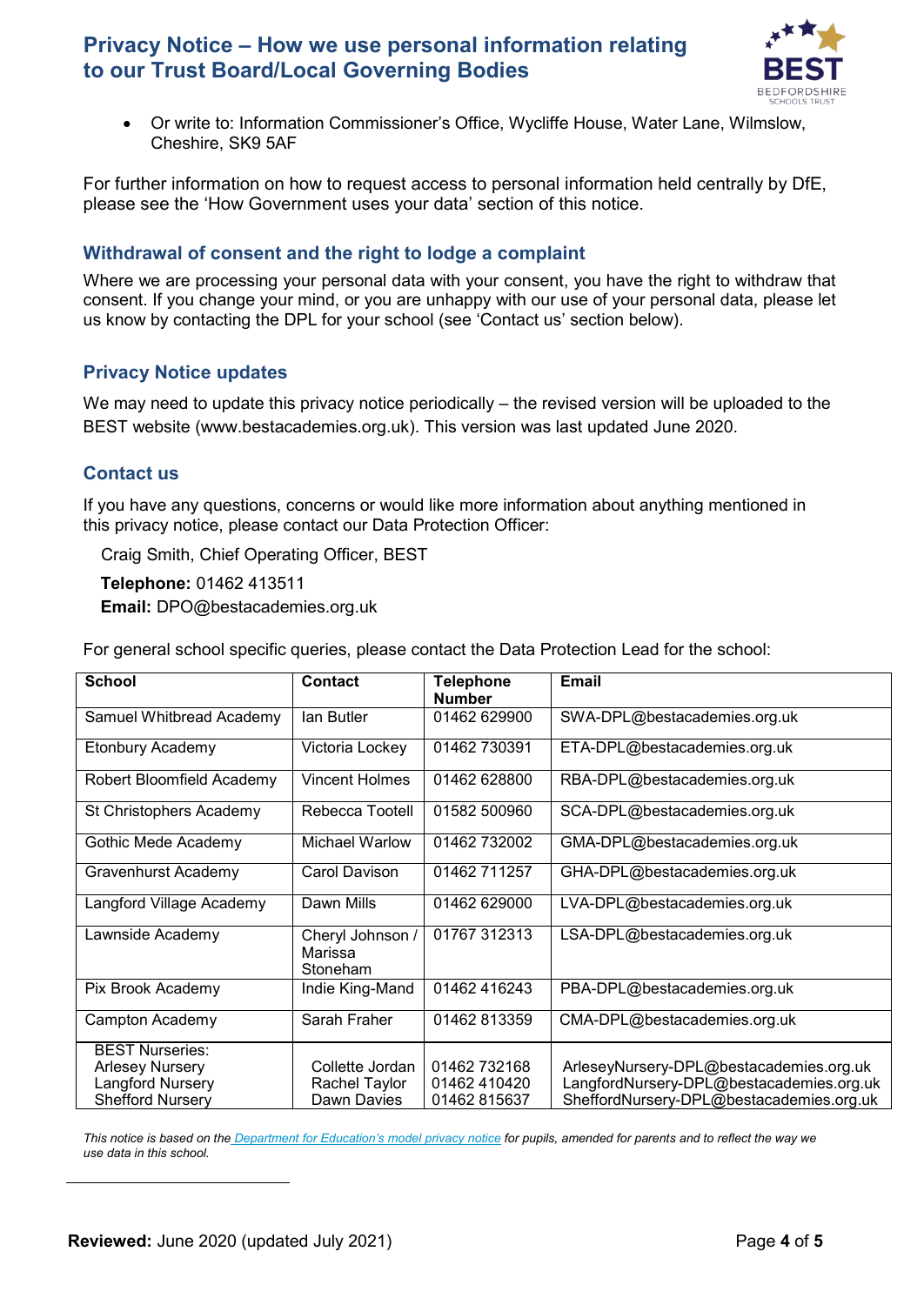- Or write to: Information Commissioner's Office, Wycliffe House, Water Lane, Wilmslow, Cheshire, SK9 5AF

For further information on how to request access to personal information held centrally by DfE, please see the 'How Government uses your data' section of this notice.

## Withdrawal of consent and the right to lodge a complaint

Where we are processing your personal data with your consent, you have the right to withdraw that consent. If you change your mind, or you are unhappy with our use of your personal data, please let us know by contacting the DPL for your school (see 'Contact us' section below).

## Privacy Notice updates

We may need to update this privacy notice periodically – the revised version will be uploaded to the BEST website (www.bestacademies.org.uk). This version was last updated June 2020.

## Contact us

If you have any questions, concerns or would like more information about anything mentioned in this privacy notice, please contact our Data Protection Officer:

Craig Smith, Chief Operating Officer, BEST

**Telephone:** 01462 413511

**Email:** DPO@bestacademies.org.uk

For general school specific queries, please contact the Data Protection Lead for the school:

| School | Contact | Telephone Number | Email |
|---|---|---|---|
| Samuel Whitbread Academy | Ian Butler | 01462 629900 | SWA-DPL@bestacademies.org.uk |
| Etonbury Academy | Victoria Lockey | 01462 730391 | ETA-DPL@bestacademies.org.uk |
| Robert Bloomfield Academy | Vincent Holmes | 01462 628800 | RBA-DPL@bestacademies.org.uk |
| St Christophers Academy | Rebecca Tootell | 01582 500960 | SCA-DPL@bestacademies.org.uk |
| Gothic Mede Academy | Michael Warlow | 01462 732002 | GMA-DPL@bestacademies.org.uk |
| Gravenhurst Academy | Carol Davison | 01462 711257 | GHA-DPL@bestacademies.org.uk |
| Langford Village Academy | Dawn Mills | 01462 629000 | LVA-DPL@bestacademies.org.uk |
| Lawnside Academy | Cheryl Johnson / Marissa Stoneham | 01767 312313 | LSA-DPL@bestacademies.org.uk |
| Pix Brook Academy | Indie King-Mand | 01462 416243 | PBA-DPL@bestacademies.org.uk |
| Campton Academy | Sarah Fraher | 01462 813359 | CMA-DPL@bestacademies.org.uk |
| BEST Nurseries:<br>Arlesey Nursery<br>Langford Nursery<br>Shefford Nursery | <br>Collette Jordan<br>Rachel Taylor<br>Dawn Davies | <br>01462 732168<br>01462 410420<br>01462 815637 | <br>ArleseyNursery-DPL@bestacademies.org.uk<br>LangfordNursery-DPL@bestacademies.org.uk<br>SheffordNursery-DPL@bestacademies.org.uk |

*This notice is based on the Department for Education's model privacy notice for pupils, amended for parents and to reflect the way we use data in this school.*

**Reviewed:** June 2020 (updated July 2021)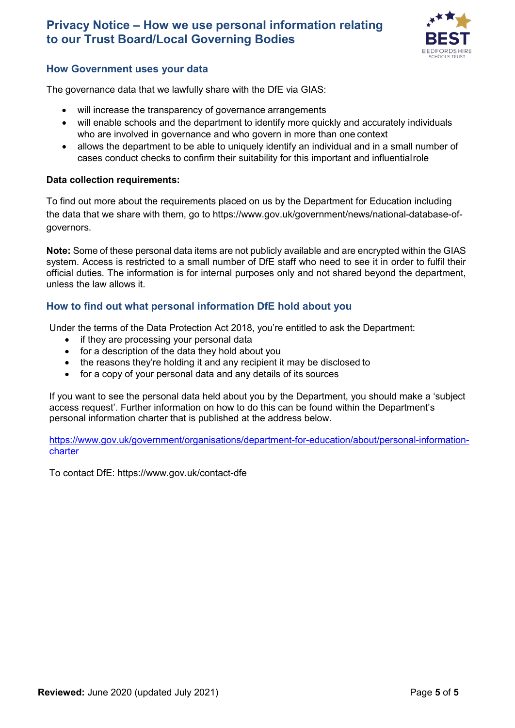## How Government uses your data

The governance data that we lawfully share with the DfE via GIAS:

- will increase the transparency of governance arrangements
- will enable schools and the department to identify more quickly and accurately individuals who are involved in governance and who govern in more than one context
- allows the department to be able to uniquely identify an individual and in a small number of cases conduct checks to confirm their suitability for this important and influential role

**Data collection requirements:**

To find out more about the requirements placed on us by the Department for Education including the data that we share with them, go to https://www.gov.uk/government/news/national-database-of-governors.

**Note:** Some of these personal data items are not publicly available and are encrypted within the GIAS system. Access is restricted to a small number of DfE staff who need to see it in order to fulfil their official duties. The information is for internal purposes only and not shared beyond the department, unless the law allows it.

## How to find out what personal information DfE hold about you

Under the terms of the Data Protection Act 2018, you're entitled to ask the Department:

- if they are processing your personal data
- for a description of the data they hold about you
- the reasons they're holding it and any recipient it may be disclosed to
- for a copy of your personal data and any details of its sources

If you want to see the personal data held about you by the Department, you should make a 'subject access request'. Further information on how to do this can be found within the Department's personal information charter that is published at the address below.

https://www.gov.uk/government/organisations/department-for-education/about/personal-information-charter

To contact DfE: https://www.gov.uk/contact-dfe

**Reviewed:** June 2020 (updated July 2021)